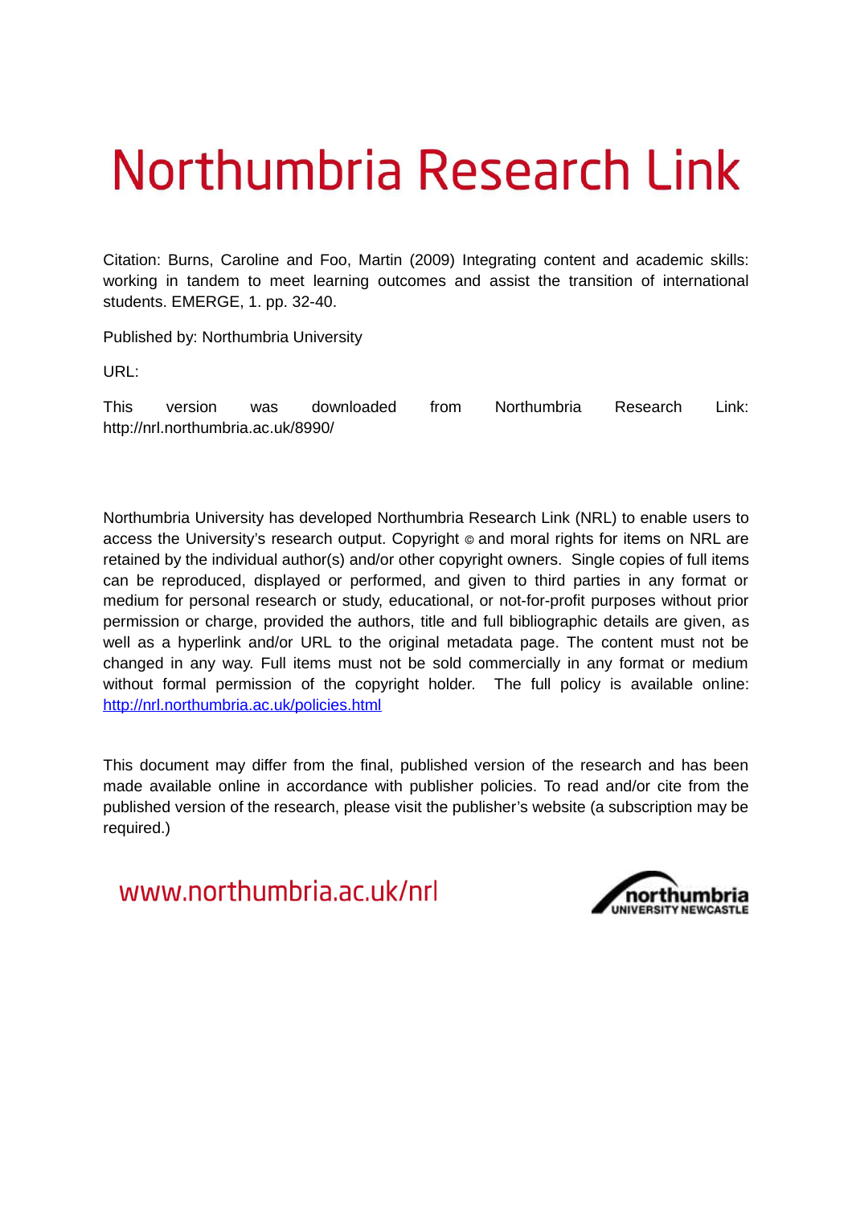# Northumbria Research Link

Citation: Burns, Caroline and Foo, Martin (2009) Integrating content and academic skills: working in tandem to meet learning outcomes and assist the transition of international students. EMERGE, 1. pp. 32-40.

Published by: Northumbria University

URL:

This version was downloaded from Northumbria Research Link: http://nrl.northumbria.ac.uk/8990/

Northumbria University has developed Northumbria Research Link (NRL) to enable users to access the University's research output. Copyright © and moral rights for items on NRL are retained by the individual author(s) and/or other copyright owners. Single copies of full items can be reproduced, displayed or performed, and given to third parties in any format or medium for personal research or study, educational, or not-for-profit purposes without prior permission or charge, provided the authors, title and full bibliographic details are given, as well as a hyperlink and/or URL to the original metadata page. The content must not be changed in any way. Full items must not be sold commercially in any format or medium without formal permission of the copyright holder. The full policy is available online: http://nrl.northumbria.ac.uk/policies.html

This document may differ from the final, published version of the research and has been made available online in accordance with publisher policies. To read and/or cite from the published version of the research, please visit the publisher's website (a subscription may be required.)

www.northumbria.ac.uk/nrl

northumbria
UNIVERSITY NEWCASTLE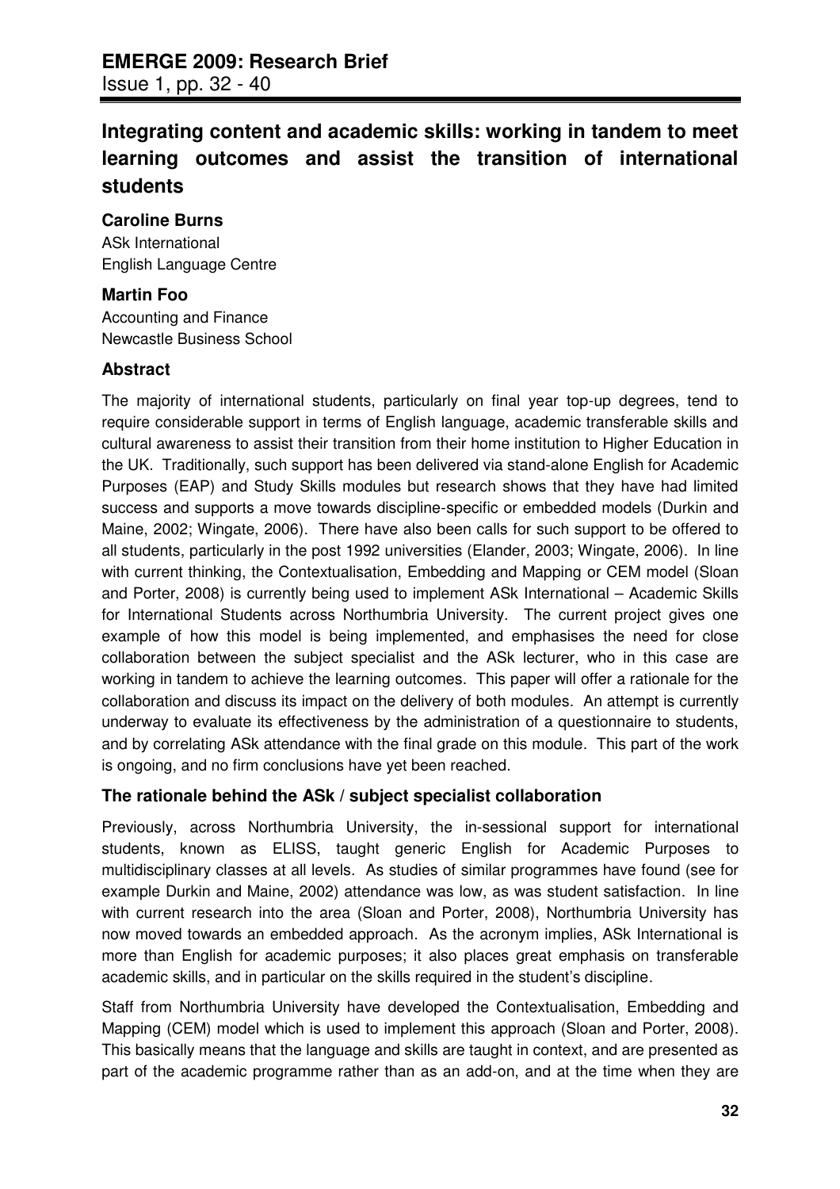# Integrating content and academic skills: working in tandem to meet learning outcomes and assist the transition of international students

**Caroline Burns**
ASk International
English Language Centre

**Martin Foo**
Accounting and Finance
Newcastle Business School

## Abstract

The majority of international students, particularly on final year top-up degrees, tend to require considerable support in terms of English language, academic transferable skills and cultural awareness to assist their transition from their home institution to Higher Education in the UK. Traditionally, such support has been delivered via stand-alone English for Academic Purposes (EAP) and Study Skills modules but research shows that they have had limited success and supports a move towards discipline-specific or embedded models (Durkin and Maine, 2002; Wingate, 2006). There have also been calls for such support to be offered to all students, particularly in the post 1992 universities (Elander, 2003; Wingate, 2006). In line with current thinking, the Contextualisation, Embedding and Mapping or CEM model (Sloan and Porter, 2008) is currently being used to implement ASk International – Academic Skills for International Students across Northumbria University. The current project gives one example of how this model is being implemented, and emphasises the need for close collaboration between the subject specialist and the ASk lecturer, who in this case are working in tandem to achieve the learning outcomes. This paper will offer a rationale for the collaboration and discuss its impact on the delivery of both modules. An attempt is currently underway to evaluate its effectiveness by the administration of a questionnaire to students, and by correlating ASk attendance with the final grade on this module. This part of the work is ongoing, and no firm conclusions have yet been reached.

## The rationale behind the ASk / subject specialist collaboration

Previously, across Northumbria University, the in-sessional support for international students, known as ELISS, taught generic English for Academic Purposes to multidisciplinary classes at all levels. As studies of similar programmes have found (see for example Durkin and Maine, 2002) attendance was low, as was student satisfaction. In line with current research into the area (Sloan and Porter, 2008), Northumbria University has now moved towards an embedded approach. As the acronym implies, ASk International is more than English for academic purposes; it also places great emphasis on transferable academic skills, and in particular on the skills required in the student's discipline.

Staff from Northumbria University have developed the Contextualisation, Embedding and Mapping (CEM) model which is used to implement this approach (Sloan and Porter, 2008). This basically means that the language and skills are taught in context, and are presented as part of the academic programme rather than as an add-on, and at the time when they are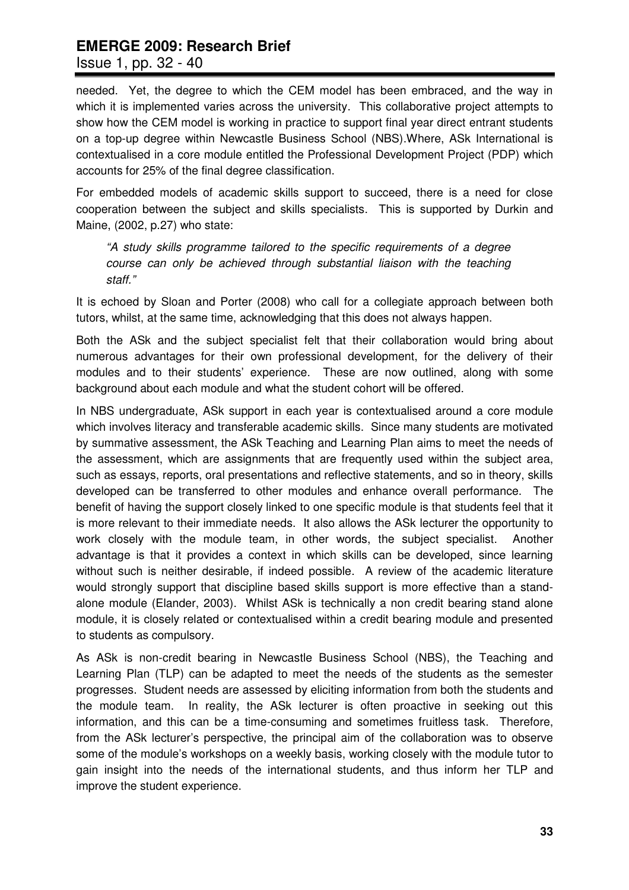needed. Yet, the degree to which the CEM model has been embraced, and the way in which it is implemented varies across the university. This collaborative project attempts to show how the CEM model is working in practice to support final year direct entrant students on a top-up degree within Newcastle Business School (NBS).Where, ASk International is contextualised in a core module entitled the Professional Development Project (PDP) which accounts for 25% of the final degree classification.

For embedded models of academic skills support to succeed, there is a need for close cooperation between the subject and skills specialists. This is supported by Durkin and Maine, (2002, p.27) who state:

> *"A study skills programme tailored to the specific requirements of a degree course can only be achieved through substantial liaison with the teaching staff."*

It is echoed by Sloan and Porter (2008) who call for a collegiate approach between both tutors, whilst, at the same time, acknowledging that this does not always happen.

Both the ASk and the subject specialist felt that their collaboration would bring about numerous advantages for their own professional development, for the delivery of their modules and to their students' experience. These are now outlined, along with some background about each module and what the student cohort will be offered.

In NBS undergraduate, ASk support in each year is contextualised around a core module which involves literacy and transferable academic skills. Since many students are motivated by summative assessment, the ASk Teaching and Learning Plan aims to meet the needs of the assessment, which are assignments that are frequently used within the subject area, such as essays, reports, oral presentations and reflective statements, and so in theory, skills developed can be transferred to other modules and enhance overall performance. The benefit of having the support closely linked to one specific module is that students feel that it is more relevant to their immediate needs. It also allows the ASk lecturer the opportunity to work closely with the module team, in other words, the subject specialist. Another advantage is that it provides a context in which skills can be developed, since learning without such is neither desirable, if indeed possible. A review of the academic literature would strongly support that discipline based skills support is more effective than a stand-alone module (Elander, 2003). Whilst ASk is technically a non credit bearing stand alone module, it is closely related or contextualised within a credit bearing module and presented to students as compulsory.

As ASk is non-credit bearing in Newcastle Business School (NBS), the Teaching and Learning Plan (TLP) can be adapted to meet the needs of the students as the semester progresses. Student needs are assessed by eliciting information from both the students and the module team. In reality, the ASk lecturer is often proactive in seeking out this information, and this can be a time-consuming and sometimes fruitless task. Therefore, from the ASk lecturer's perspective, the principal aim of the collaboration was to observe some of the module's workshops on a weekly basis, working closely with the module tutor to gain insight into the needs of the international students, and thus inform her TLP and improve the student experience.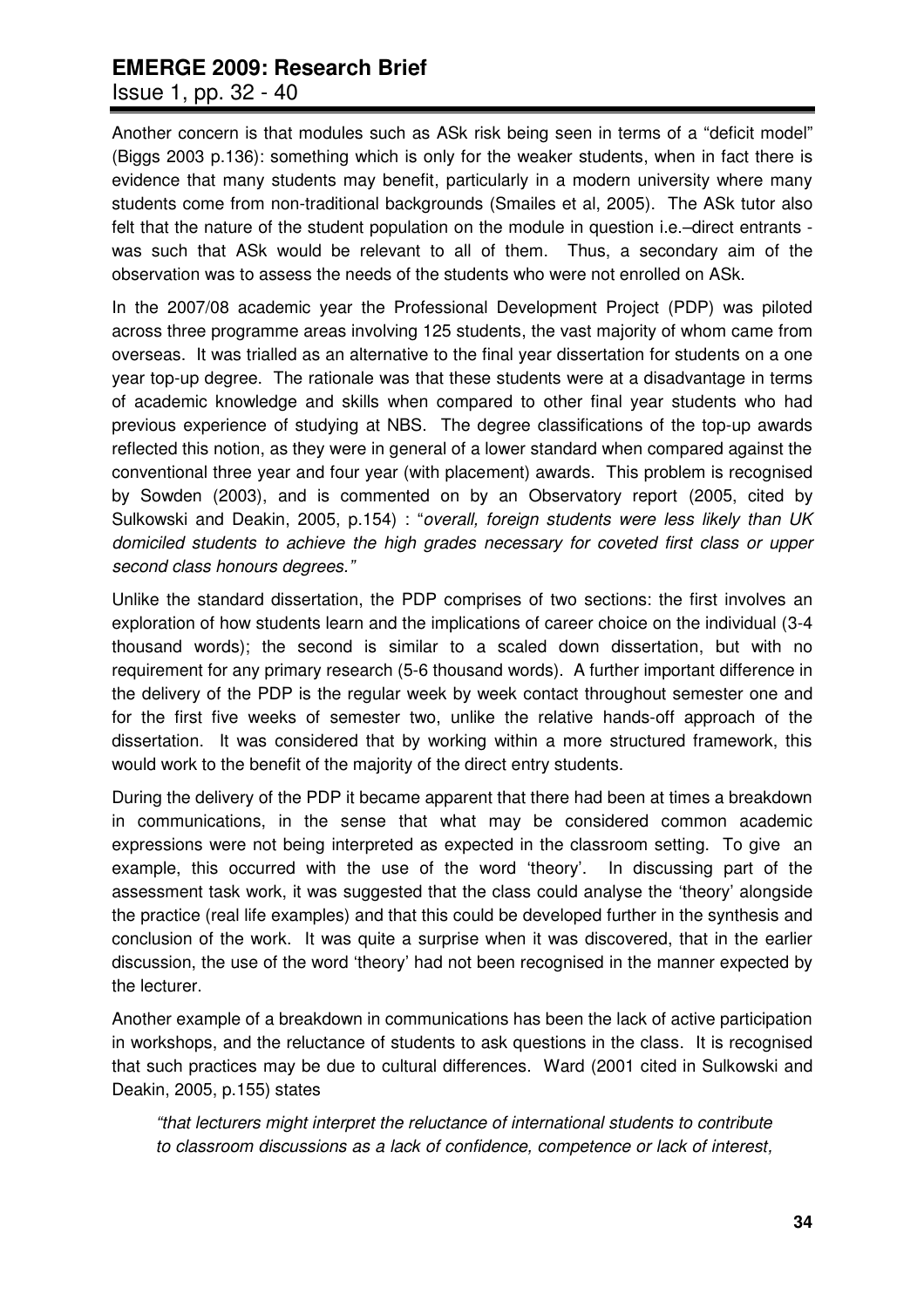Another concern is that modules such as ASk risk being seen in terms of a "deficit model" (Biggs 2003 p.136): something which is only for the weaker students, when in fact there is evidence that many students may benefit, particularly in a modern university where many students come from non-traditional backgrounds (Smailes et al, 2005). The ASk tutor also felt that the nature of the student population on the module in question i.e.–direct entrants - was such that ASk would be relevant to all of them. Thus, a secondary aim of the observation was to assess the needs of the students who were not enrolled on ASk.

In the 2007/08 academic year the Professional Development Project (PDP) was piloted across three programme areas involving 125 students, the vast majority of whom came from overseas. It was trialled as an alternative to the final year dissertation for students on a one year top-up degree. The rationale was that these students were at a disadvantage in terms of academic knowledge and skills when compared to other final year students who had previous experience of studying at NBS. The degree classifications of the top-up awards reflected this notion, as they were in general of a lower standard when compared against the conventional three year and four year (with placement) awards. This problem is recognised by Sowden (2003), and is commented on by an Observatory report (2005, cited by Sulkowski and Deakin, 2005, p.154) : "*overall, foreign students were less likely than UK domiciled students to achieve the high grades necessary for coveted first class or upper second class honours degrees.*"

Unlike the standard dissertation, the PDP comprises of two sections: the first involves an exploration of how students learn and the implications of career choice on the individual (3-4 thousand words); the second is similar to a scaled down dissertation, but with no requirement for any primary research (5-6 thousand words). A further important difference in the delivery of the PDP is the regular week by week contact throughout semester one and for the first five weeks of semester two, unlike the relative hands-off approach of the dissertation. It was considered that by working within a more structured framework, this would work to the benefit of the majority of the direct entry students.

During the delivery of the PDP it became apparent that there had been at times a breakdown in communications, in the sense that what may be considered common academic expressions were not being interpreted as expected in the classroom setting. To give an example, this occurred with the use of the word 'theory'. In discussing part of the assessment task work, it was suggested that the class could analyse the 'theory' alongside the practice (real life examples) and that this could be developed further in the synthesis and conclusion of the work. It was quite a surprise when it was discovered, that in the earlier discussion, the use of the word 'theory' had not been recognised in the manner expected by the lecturer.

Another example of a breakdown in communications has been the lack of active participation in workshops, and the reluctance of students to ask questions in the class. It is recognised that such practices may be due to cultural differences. Ward (2001 cited in Sulkowski and Deakin, 2005, p.155) states

> *"that lecturers might interpret the reluctance of international students to contribute to classroom discussions as a lack of confidence, competence or lack of interest,*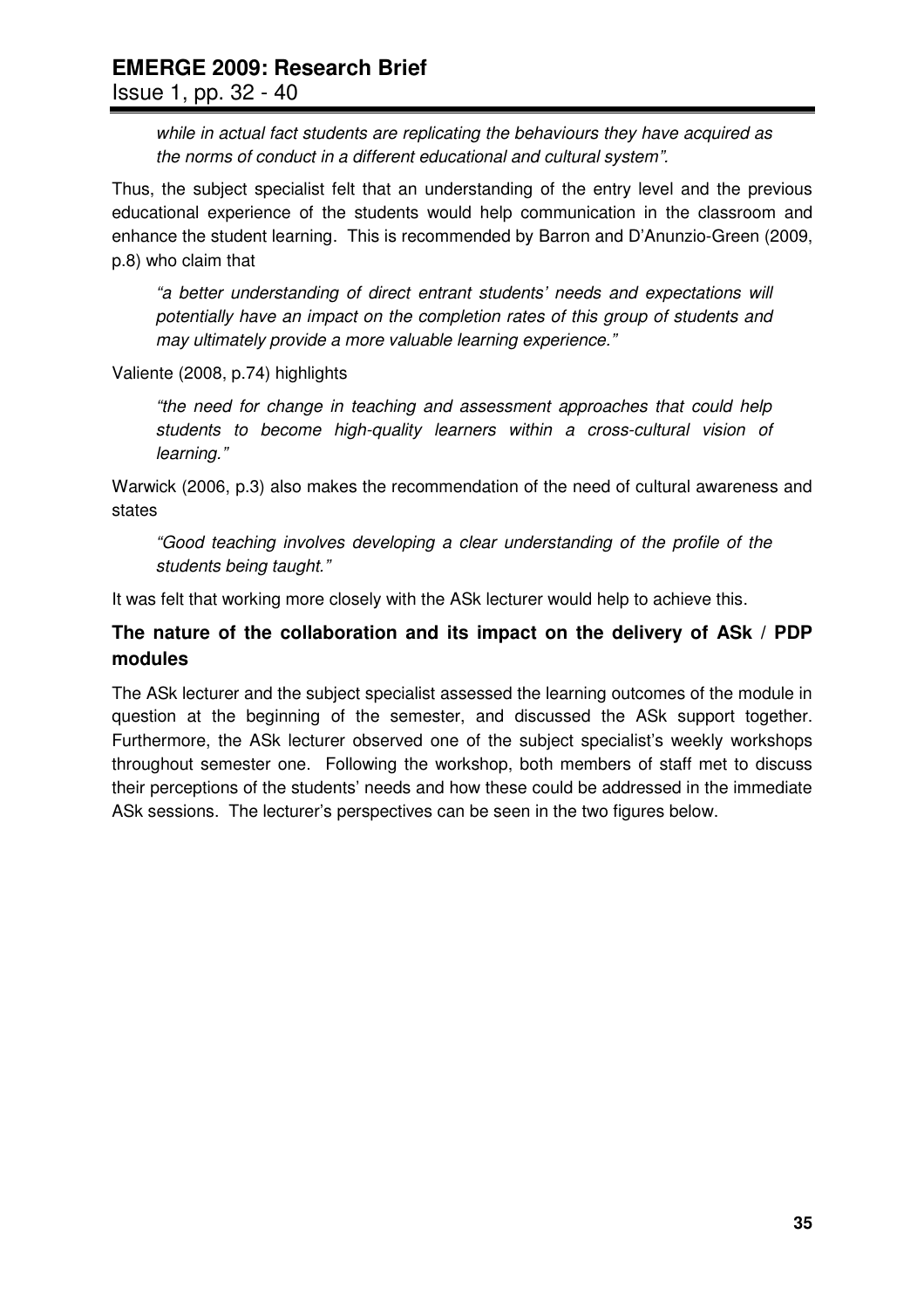> *while in actual fact students are replicating the behaviours they have acquired as the norms of conduct in a different educational and cultural system".*

Thus, the subject specialist felt that an understanding of the entry level and the previous educational experience of the students would help communication in the classroom and enhance the student learning. This is recommended by Barron and D'Anunzio-Green (2009, p.8) who claim that

> *"a better understanding of direct entrant students' needs and expectations will potentially have an impact on the completion rates of this group of students and may ultimately provide a more valuable learning experience."*

Valiente (2008, p.74) highlights

> *"the need for change in teaching and assessment approaches that could help students to become high-quality learners within a cross-cultural vision of learning."*

Warwick (2006, p.3) also makes the recommendation of the need of cultural awareness and states

> *"Good teaching involves developing a clear understanding of the profile of the students being taught."*

It was felt that working more closely with the ASk lecturer would help to achieve this.

### The nature of the collaboration and its impact on the delivery of ASk / PDP modules

The ASk lecturer and the subject specialist assessed the learning outcomes of the module in question at the beginning of the semester, and discussed the ASk support together. Furthermore, the ASk lecturer observed one of the subject specialist's weekly workshops throughout semester one. Following the workshop, both members of staff met to discuss their perceptions of the students' needs and how these could be addressed in the immediate ASk sessions. The lecturer's perspectives can be seen in the two figures below.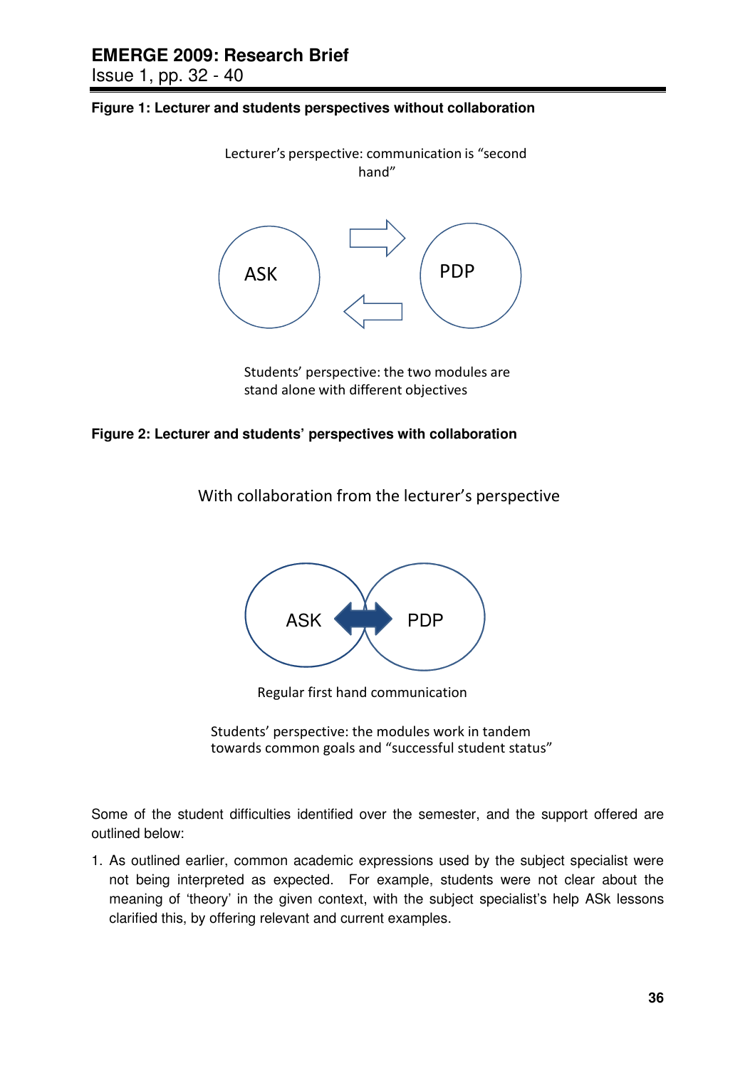**Figure 1: Lecturer and students perspectives without collaboration**

Lecturer's perspective: communication is "second hand"

ASK

PDP

Students' perspective: the two modules are stand alone with different objectives

**Figure 2: Lecturer and students' perspectives with collaboration**

With collaboration from the lecturer's perspective

ASK

PDP

Regular first hand communication

Students' perspective: the modules work in tandem towards common goals and "successful student status"

Some of the student difficulties identified over the semester, and the support offered are outlined below:

1. As outlined earlier, common academic expressions used by the subject specialist were not being interpreted as expected. For example, students were not clear about the meaning of 'theory' in the given context, with the subject specialist's help ASk lessons clarified this, by offering relevant and current examples.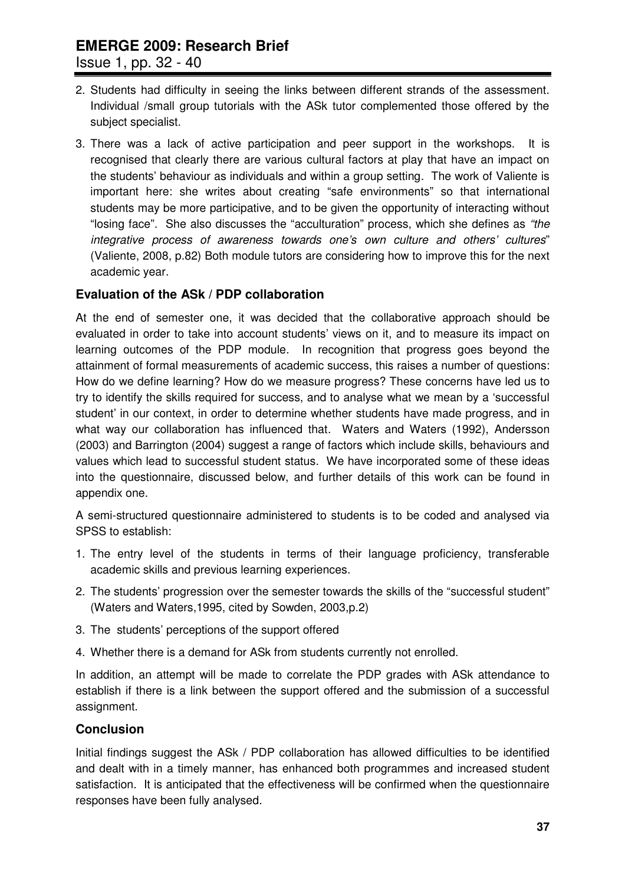2. Students had difficulty in seeing the links between different strands of the assessment. Individual /small group tutorials with the ASk tutor complemented those offered by the subject specialist.
3. There was a lack of active participation and peer support in the workshops. It is recognised that clearly there are various cultural factors at play that have an impact on the students' behaviour as individuals and within a group setting. The work of Valiente is important here: she writes about creating "safe environments" so that international students may be more participative, and to be given the opportunity of interacting without "losing face". She also discusses the "acculturation" process, which she defines as *"the integrative process of awareness towards one's own culture and others' cultures*" (Valiente, 2008, p.82) Both module tutors are considering how to improve this for the next academic year.

### Evaluation of the ASk / PDP collaboration

At the end of semester one, it was decided that the collaborative approach should be evaluated in order to take into account students' views on it, and to measure its impact on learning outcomes of the PDP module. In recognition that progress goes beyond the attainment of formal measurements of academic success, this raises a number of questions: How do we define learning? How do we measure progress? These concerns have led us to try to identify the skills required for success, and to analyse what we mean by a 'successful student' in our context, in order to determine whether students have made progress, and in what way our collaboration has influenced that. Waters and Waters (1992), Andersson (2003) and Barrington (2004) suggest a range of factors which include skills, behaviours and values which lead to successful student status. We have incorporated some of these ideas into the questionnaire, discussed below, and further details of this work can be found in appendix one.

A semi-structured questionnaire administered to students is to be coded and analysed via SPSS to establish:

1. The entry level of the students in terms of their language proficiency, transferable academic skills and previous learning experiences.
2. The students' progression over the semester towards the skills of the "successful student" (Waters and Waters,1995, cited by Sowden, 2003,p.2)
3. The students' perceptions of the support offered
4. Whether there is a demand for ASk from students currently not enrolled.

In addition, an attempt will be made to correlate the PDP grades with ASk attendance to establish if there is a link between the support offered and the submission of a successful assignment.

### Conclusion

Initial findings suggest the ASk / PDP collaboration has allowed difficulties to be identified and dealt with in a timely manner, has enhanced both programmes and increased student satisfaction. It is anticipated that the effectiveness will be confirmed when the questionnaire responses have been fully analysed.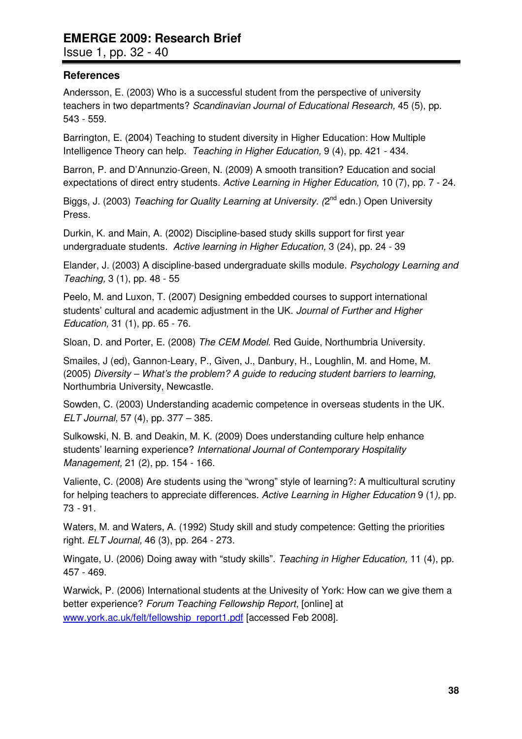## References

Andersson, E. (2003) Who is a successful student from the perspective of university teachers in two departments? *Scandinavian Journal of Educational Research,* 45 (5), pp. 543 - 559.

Barrington, E. (2004) Teaching to student diversity in Higher Education: How Multiple Intelligence Theory can help. *Teaching in Higher Education,* 9 (4), pp. 421 - 434.

Barron, P. and D'Annunzio-Green, N. (2009) A smooth transition? Education and social expectations of direct entry students. *Active Learning in Higher Education,* 10 (7), pp. 7 - 24.

Biggs, J. (2003) *Teaching for Quality Learning at University. (*2nd edn.) Open University Press.

Durkin, K. and Main, A. (2002) Discipline-based study skills support for first year undergraduate students. *Active learning in Higher Education,* 3 (24), pp. 24 - 39

Elander, J. (2003) A discipline-based undergraduate skills module. *Psychology Learning and Teaching,* 3 (1), pp. 48 - 55

Peelo, M. and Luxon, T. (2007) Designing embedded courses to support international students' cultural and academic adjustment in the UK. *Journal of Further and Higher Education,* 31 (1), pp. 65 - 76.

Sloan, D. and Porter, E. (2008) *The CEM Model.* Red Guide, Northumbria University.

Smailes, J (ed), Gannon-Leary, P., Given, J., Danbury, H., Loughlin, M. and Home, M. (2005) *Diversity – What's the problem? A guide to reducing student barriers to learning,* Northumbria University, Newcastle.

Sowden, C. (2003) Understanding academic competence in overseas students in the UK. *ELT Journal,* 57 (4), pp. 377 – 385.

Sulkowski, N. B. and Deakin, M. K. (2009) Does understanding culture help enhance students' learning experience? *International Journal of Contemporary Hospitality Management,* 21 (2), pp. 154 - 166.

Valiente, C. (2008) Are students using the "wrong" style of learning?: A multicultural scrutiny for helping teachers to appreciate differences. *Active Learning in Higher Education* 9 (1*),* pp. 73 - 91.

Waters, M. and Waters, A. (1992) Study skill and study competence: Getting the priorities right. *ELT Journal,* 46 (3), pp. 264 - 273.

Wingate, U. (2006) Doing away with "study skills". *Teaching in Higher Education,* 11 (4), pp. 457 - 469.

Warwick, P. (2006) International students at the Univesity of York: How can we give them a better experience? *Forum Teaching Fellowship Report*, [online] at [www.york.ac.uk/felt/fellowship_report1.pdf](www.york.ac.uk/felt/fellowship_report1.pdf) [accessed Feb 2008].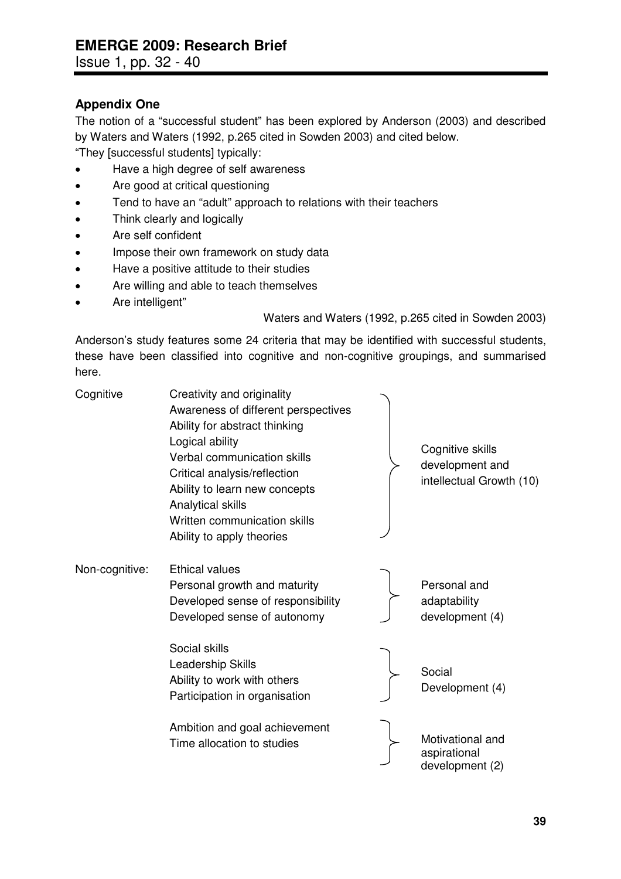## Appendix One

The notion of a "successful student" has been explored by Anderson (2003) and described by Waters and Waters (1992, p.265 cited in Sowden 2003) and cited below.

"They [successful students] typically:

- Have a high degree of self awareness
- Are good at critical questioning
- Tend to have an "adult" approach to relations with their teachers
- Think clearly and logically
- Are self confident
- Impose their own framework on study data
- Have a positive attitude to their studies
- Are willing and able to teach themselves
- Are intelligent"

Waters and Waters (1992, p.265 cited in Sowden 2003)

Anderson's study features some 24 criteria that may be identified with successful students, these have been classified into cognitive and non-cognitive groupings, and summarised here.

| | Criteria | Grouping |
|---|---|---|
| Cognitive | Creativity and originality<br>Awareness of different perspectives<br>Ability for abstract thinking<br>Logical ability<br>Verbal communication skills<br>Critical analysis/reflection<br>Ability to learn new concepts<br>Analytical skills<br>Written communication skills<br>Ability to apply theories | Cognitive skills development and intellectual Growth (10) |
| Non-cognitive: | Ethical values<br>Personal growth and maturity<br>Developed sense of responsibility<br>Developed sense of autonomy | Personal and adaptability development (4) |
| | Social skills<br>Leadership Skills<br>Ability to work with others<br>Participation in organisation | Social Development (4) |
| | Ambition and goal achievement<br>Time allocation to studies | Motivational and aspirational development (2) |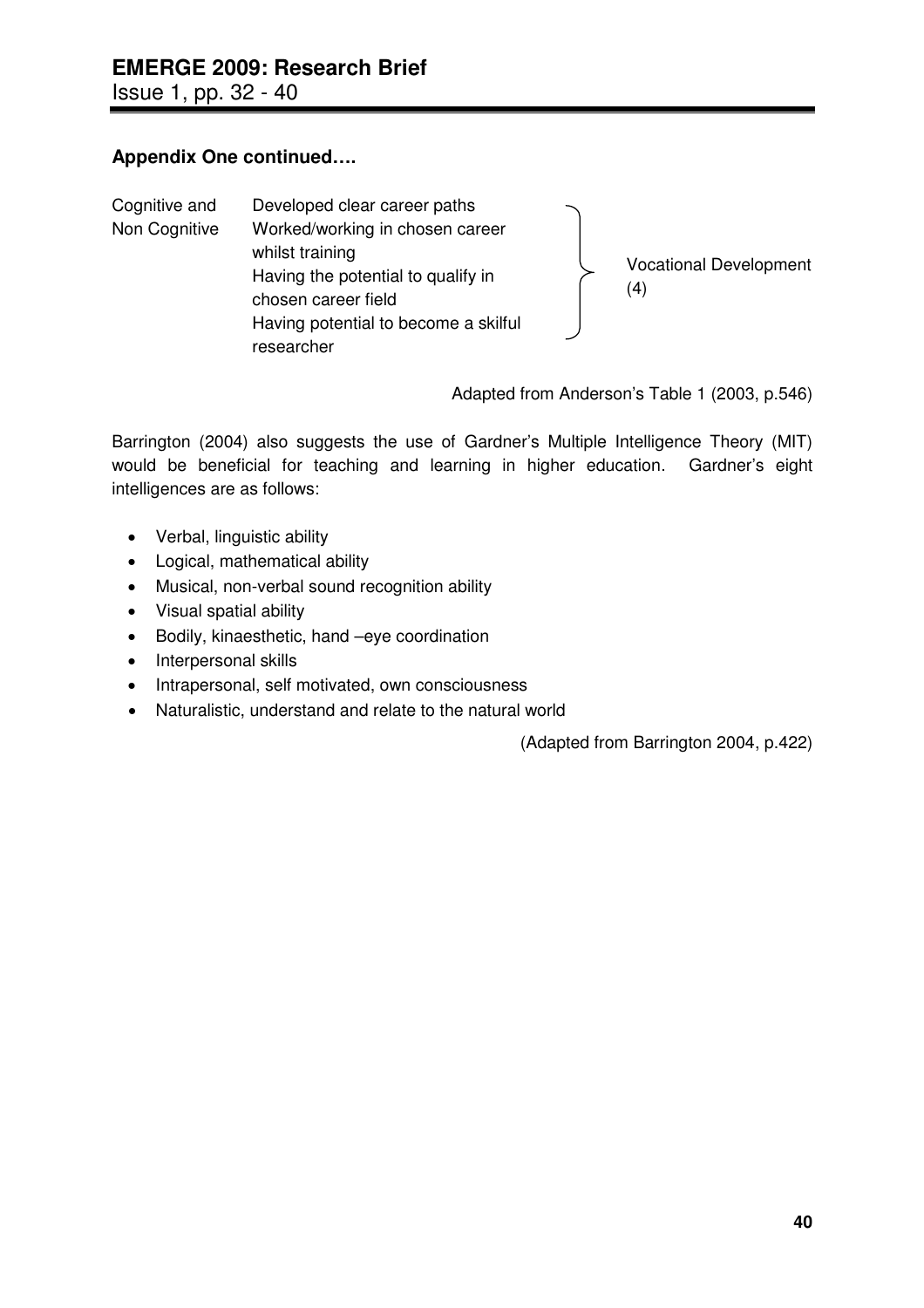**Appendix One continued….**

| | | |
|---|---|---|
| Cognitive and Non Cognitive | Developed clear career paths<br>Worked/working in chosen career whilst training<br>Having the potential to qualify in chosen career field<br>Having potential to become a skilful researcher | Vocational Development (4) |

Adapted from Anderson's Table 1 (2003, p.546)

Barrington (2004) also suggests the use of Gardner's Multiple Intelligence Theory (MIT) would be beneficial for teaching and learning in higher education. Gardner's eight intelligences are as follows:

- Verbal, linguistic ability
- Logical, mathematical ability
- Musical, non-verbal sound recognition ability
- Visual spatial ability
- Bodily, kinaesthetic, hand –eye coordination
- Interpersonal skills
- Intrapersonal, self motivated, own consciousness
- Naturalistic, understand and relate to the natural world

(Adapted from Barrington 2004, p.422)